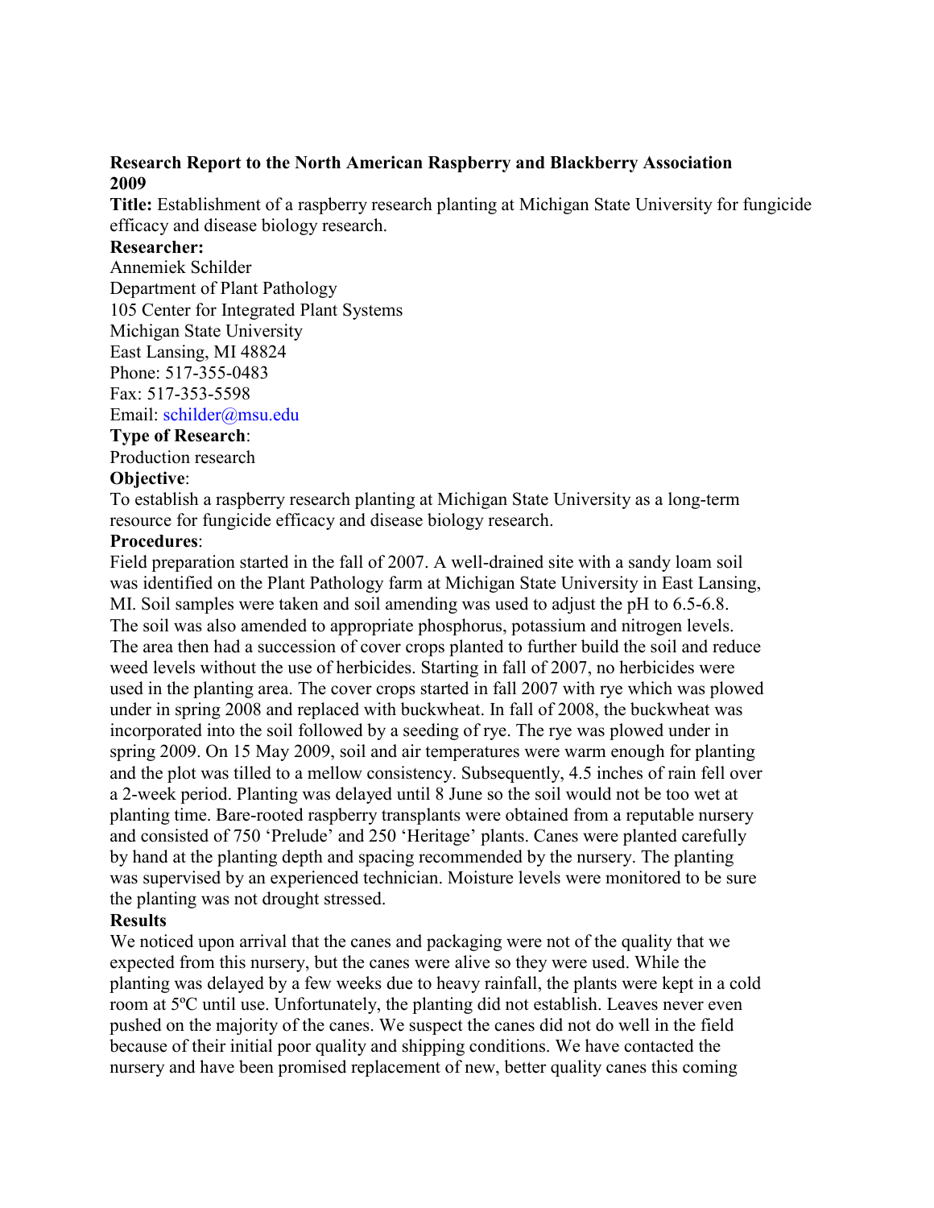**Research Report to the North American Raspberry and Blackberry Association 2009**

**Title:** Establishment of a raspberry research planting at Michigan State University for fungicide efficacy and disease biology research.

**Researcher:**

Annemiek Schilder
Department of Plant Pathology
105 Center for Integrated Plant Systems
Michigan State University
East Lansing, MI 48824
Phone: 517-355-0483
Fax: 517-353-5598
Email: schilder@msu.edu

**Type of Research**:

Production research

**Objective**:

To establish a raspberry research planting at Michigan State University as a long-term resource for fungicide efficacy and disease biology research.

**Procedures**:

Field preparation started in the fall of 2007. A well-drained site with a sandy loam soil was identified on the Plant Pathology farm at Michigan State University in East Lansing, MI. Soil samples were taken and soil amending was used to adjust the pH to 6.5-6.8. The soil was also amended to appropriate phosphorus, potassium and nitrogen levels. The area then had a succession of cover crops planted to further build the soil and reduce weed levels without the use of herbicides. Starting in fall of 2007, no herbicides were used in the planting area. The cover crops started in fall 2007 with rye which was plowed under in spring 2008 and replaced with buckwheat. In fall of 2008, the buckwheat was incorporated into the soil followed by a seeding of rye. The rye was plowed under in spring 2009. On 15 May 2009, soil and air temperatures were warm enough for planting and the plot was tilled to a mellow consistency. Subsequently, 4.5 inches of rain fell over a 2-week period. Planting was delayed until 8 June so the soil would not be too wet at planting time. Bare-rooted raspberry transplants were obtained from a reputable nursery and consisted of 750 'Prelude' and 250 'Heritage' plants. Canes were planted carefully by hand at the planting depth and spacing recommended by the nursery. The planting was supervised by an experienced technician. Moisture levels were monitored to be sure the planting was not drought stressed.

**Results**

We noticed upon arrival that the canes and packaging were not of the quality that we expected from this nursery, but the canes were alive so they were used. While the planting was delayed by a few weeks due to heavy rainfall, the plants were kept in a cold room at 5ºC until use. Unfortunately, the planting did not establish. Leaves never even pushed on the majority of the canes. We suspect the canes did not do well in the field because of their initial poor quality and shipping conditions. We have contacted the nursery and have been promised replacement of new, better quality canes this coming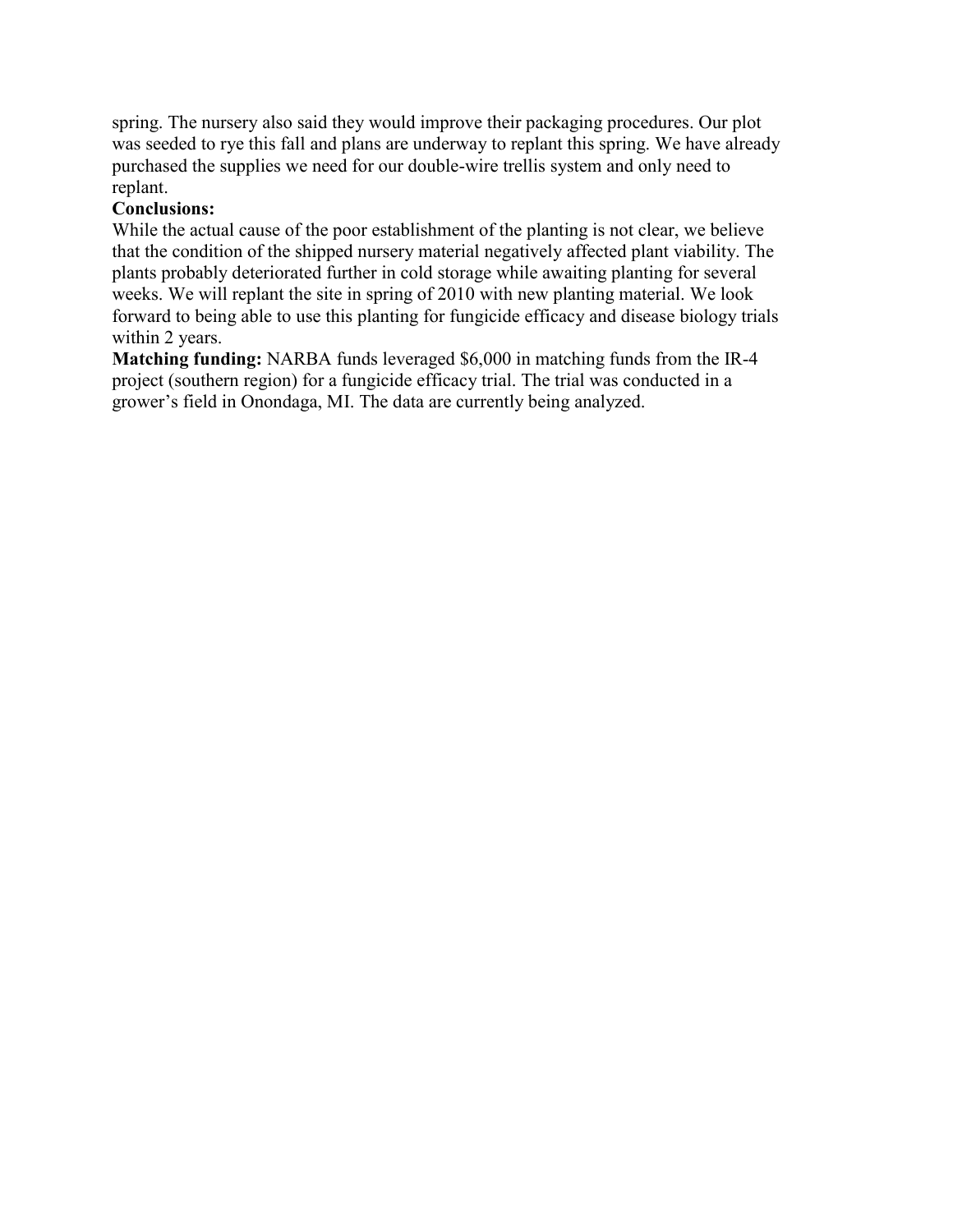spring. The nursery also said they would improve their packaging procedures. Our plot was seeded to rye this fall and plans are underway to replant this spring. We have already purchased the supplies we need for our double-wire trellis system and only need to replant.

**Conclusions:**

While the actual cause of the poor establishment of the planting is not clear, we believe that the condition of the shipped nursery material negatively affected plant viability. The plants probably deteriorated further in cold storage while awaiting planting for several weeks. We will replant the site in spring of 2010 with new planting material. We look forward to being able to use this planting for fungicide efficacy and disease biology trials within 2 years.

**Matching funding:** NARBA funds leveraged $6,000 in matching funds from the IR-4 project (southern region) for a fungicide efficacy trial. The trial was conducted in a grower's field in Onondaga, MI. The data are currently being analyzed.